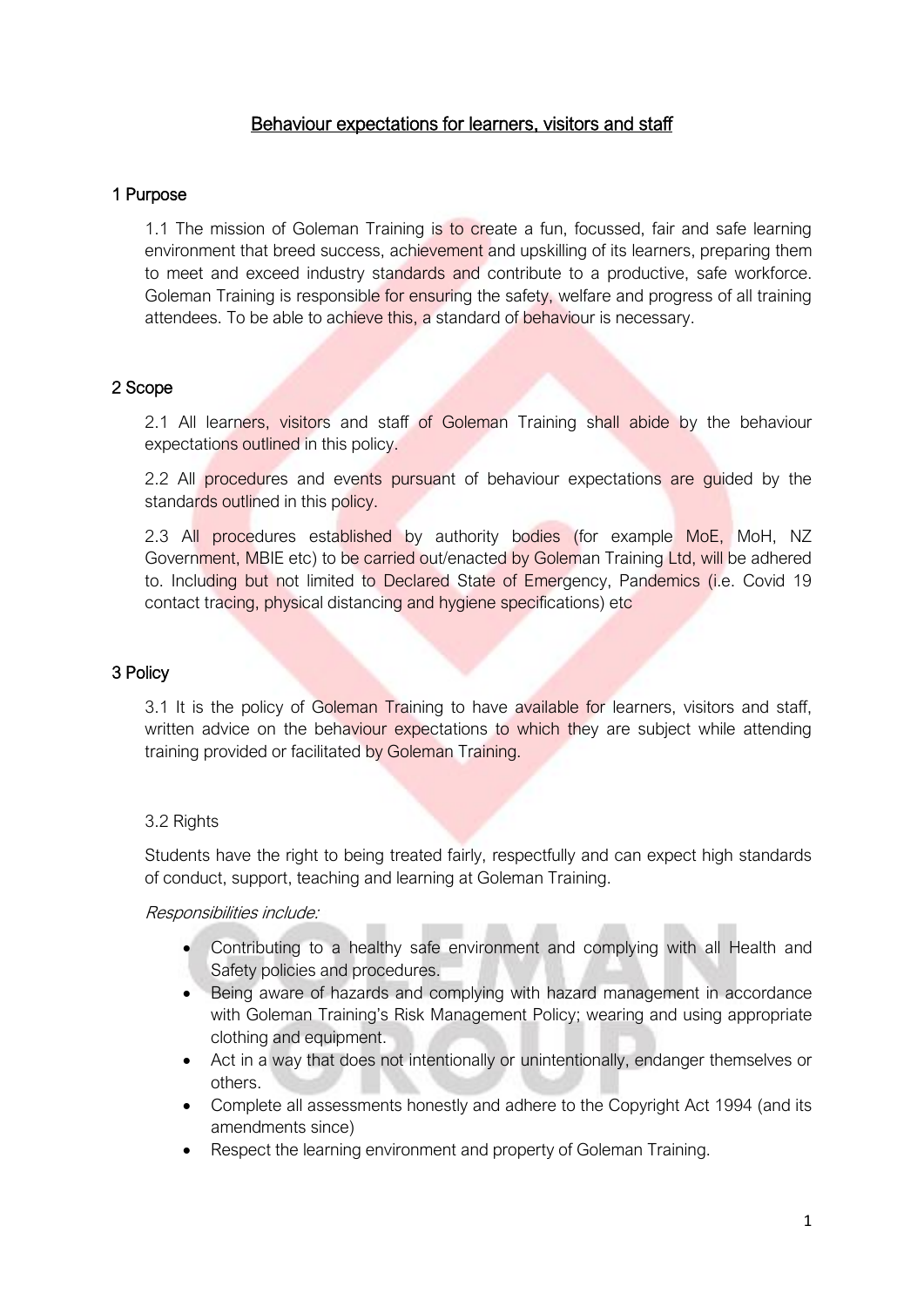# Behaviour expectations for learners, visitors and staff

## 1 Purpose

1.1 The mission of Goleman Training is to create a fun, focussed, fair and safe learning environment that breed success, achievement and upskilling of its learners, preparing them to meet and exceed industry standards and contribute to a productive, safe workforce. Goleman Training is responsible for ensuring the safety, welfare and progress of all training attendees. To be able to achieve this, a standard of behaviour is necessary.

## 2 Scope

2.1 All learners, visitors and staff of Goleman Training shall abide by the behaviour expectations outlined in this policy.

2.2 All procedures and events pursuant of behaviour expectations are guided by the standards outlined in this policy.

2.3 All procedures established by authority bodies (for example MoE, MoH, NZ Government, MBIE etc) to be carried out/enacted by Goleman Training Ltd, will be adhered to. Including but not limited to Declared State of Emergency, Pandemics (i.e. Covid 19 contact tracing, physical distancing and hygiene specifications) etc

## 3 Policy

3.1 It is the policy of Goleman Training to have available for learners, visitors and staff, written advice on the behaviour expectations to which they are subject while attending training provided or facilitated by Goleman Training.

3.2 Rights

Students have the right to being treated fairly, respectfully and can expect high standards of conduct, support, teaching and learning at Goleman Training.

*Responsibilities include:*

- Contributing to a healthy safe environment and complying with all Health and Safety policies and procedures.
- Being aware of hazards and complying with hazard management in accordance with Goleman Training's Risk Management Policy; wearing and using appropriate clothing and equipment.
- Act in a way that does not intentionally or unintentionally, endanger themselves or others.
- Complete all assessments honestly and adhere to the Copyright Act 1994 (and its amendments since)
- Respect the learning environment and property of Goleman Training.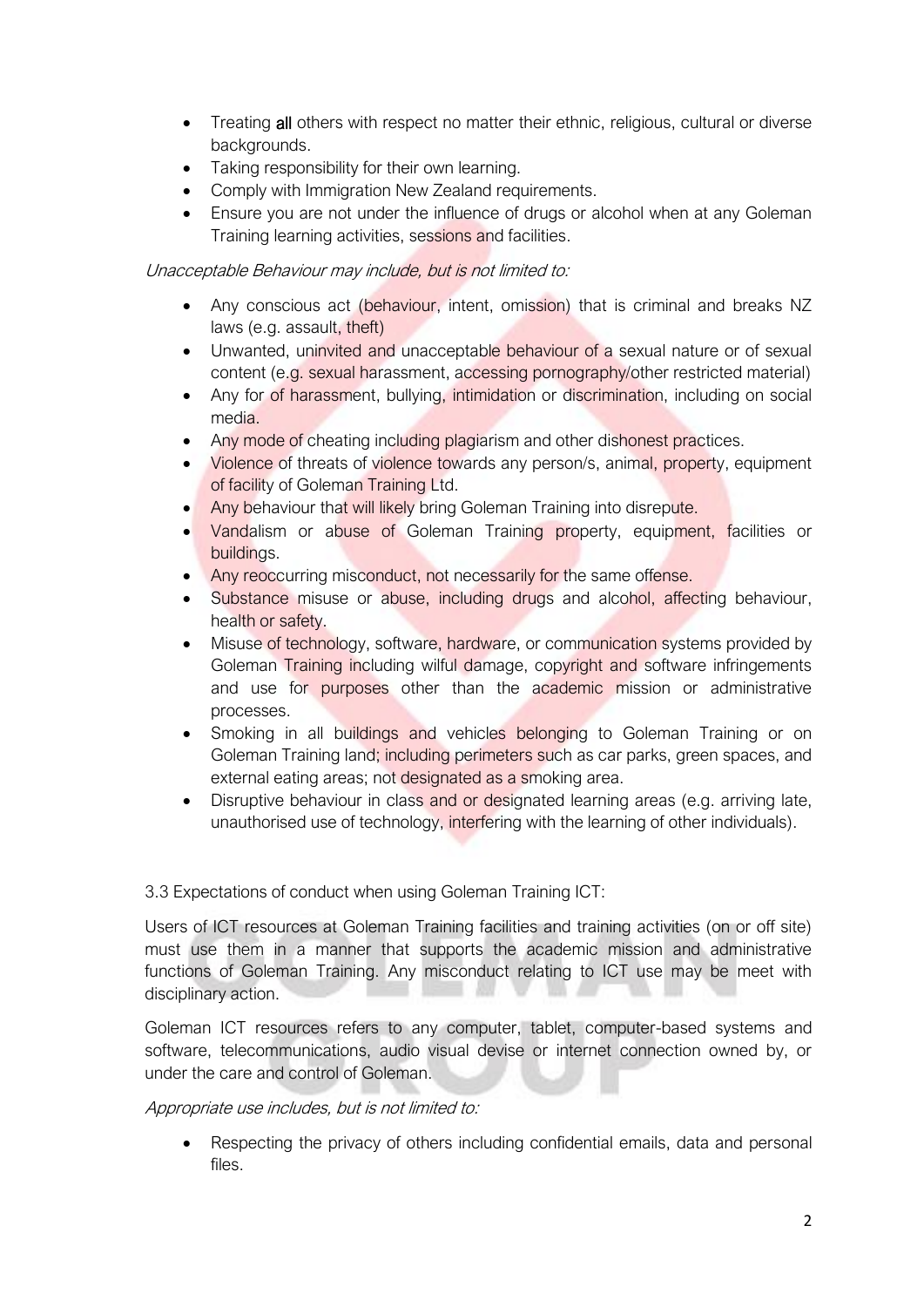- Treating **all** others with respect no matter their ethnic, religious, cultural or diverse backgrounds.
- Taking responsibility for their own learning.
- Comply with Immigration New Zealand requirements.
- Ensure you are not under the influence of drugs or alcohol when at any Goleman Training learning activities, sessions and facilities.

*Unacceptable Behaviour may include, but is not limited to:*

- Any conscious act (behaviour, intent, omission) that is criminal and breaks NZ laws (e.g. assault, theft)
- Unwanted, uninvited and unacceptable behaviour of a sexual nature or of sexual content (e.g. sexual harassment, accessing pornography/other restricted material)
- Any for of harassment, bullying, intimidation or discrimination, including on social media.
- Any mode of cheating including plagiarism and other dishonest practices.
- Violence of threats of violence towards any person/s, animal, property, equipment of facility of Goleman Training Ltd.
- Any behaviour that will likely bring Goleman Training into disrepute.
- Vandalism or abuse of Goleman Training property, equipment, facilities or buildings.
- Any reoccurring misconduct, not necessarily for the same offense.
- Substance misuse or abuse, including drugs and alcohol, affecting behaviour, health or safety.
- Misuse of technology, software, hardware, or communication systems provided by Goleman Training including wilful damage, copyright and software infringements and use for purposes other than the academic mission or administrative processes.
- Smoking in all buildings and vehicles belonging to Goleman Training or on Goleman Training land; including perimeters such as car parks, green spaces, and external eating areas; not designated as a smoking area.
- Disruptive behaviour in class and or designated learning areas (e.g. arriving late, unauthorised use of technology, interfering with the learning of other individuals).

3.3 Expectations of conduct when using Goleman Training ICT:

Users of ICT resources at Goleman Training facilities and training activities (on or off site) must use them in a manner that supports the academic mission and administrative functions of Goleman Training. Any misconduct relating to ICT use may be meet with disciplinary action.

Goleman ICT resources refers to any computer, tablet, computer-based systems and software, telecommunications, audio visual devise or internet connection owned by, or under the care and control of Goleman.

*Appropriate use includes, but is not limited to:*

- Respecting the privacy of others including confidential emails, data and personal files.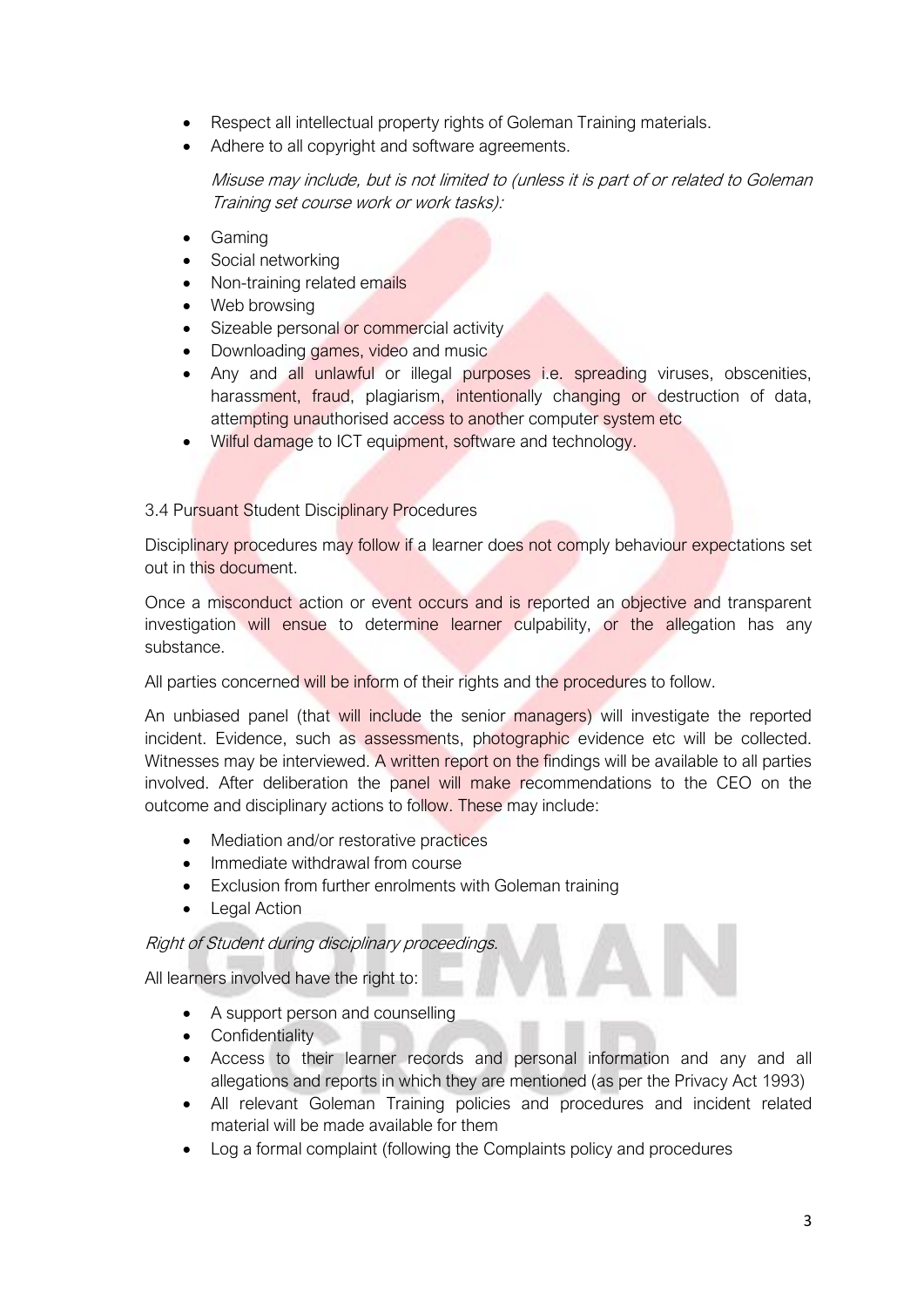- Respect all intellectual property rights of Goleman Training materials.
- Adhere to all copyright and software agreements.

*Misuse may include, but is not limited to (unless it is part of or related to Goleman Training set course work or work tasks):*

- Gaming
- Social networking
- Non-training related emails
- Web browsing
- Sizeable personal or commercial activity
- Downloading games, video and music
- Any and all unlawful or illegal purposes i.e. spreading viruses, obscenities, harassment, fraud, plagiarism, intentionally changing or destruction of data, attempting unauthorised access to another computer system etc
- Wilful damage to ICT equipment, software and technology.

### 3.4 Pursuant Student Disciplinary Procedures

Disciplinary procedures may follow if a learner does not comply behaviour expectations set out in this document.

Once a misconduct action or event occurs and is reported an objective and transparent investigation will ensue to determine learner culpability, or the allegation has any substance.

All parties concerned will be inform of their rights and the procedures to follow.

An unbiased panel (that will include the senior managers) will investigate the reported incident. Evidence, such as assessments, photographic evidence etc will be collected. Witnesses may be interviewed. A written report on the findings will be available to all parties involved. After deliberation the panel will make recommendations to the CEO on the outcome and disciplinary actions to follow. These may include:

- Mediation and/or restorative practices
- Immediate withdrawal from course
- Exclusion from further enrolments with Goleman training
- Legal Action

*Right of Student during disciplinary proceedings.*

All learners involved have the right to:

- A support person and counselling
- Confidentiality
- Access to their learner records and personal information and any and all allegations and reports in which they are mentioned (as per the Privacy Act 1993)
- All relevant Goleman Training policies and procedures and incident related material will be made available for them
- Log a formal complaint (following the Complaints policy and procedures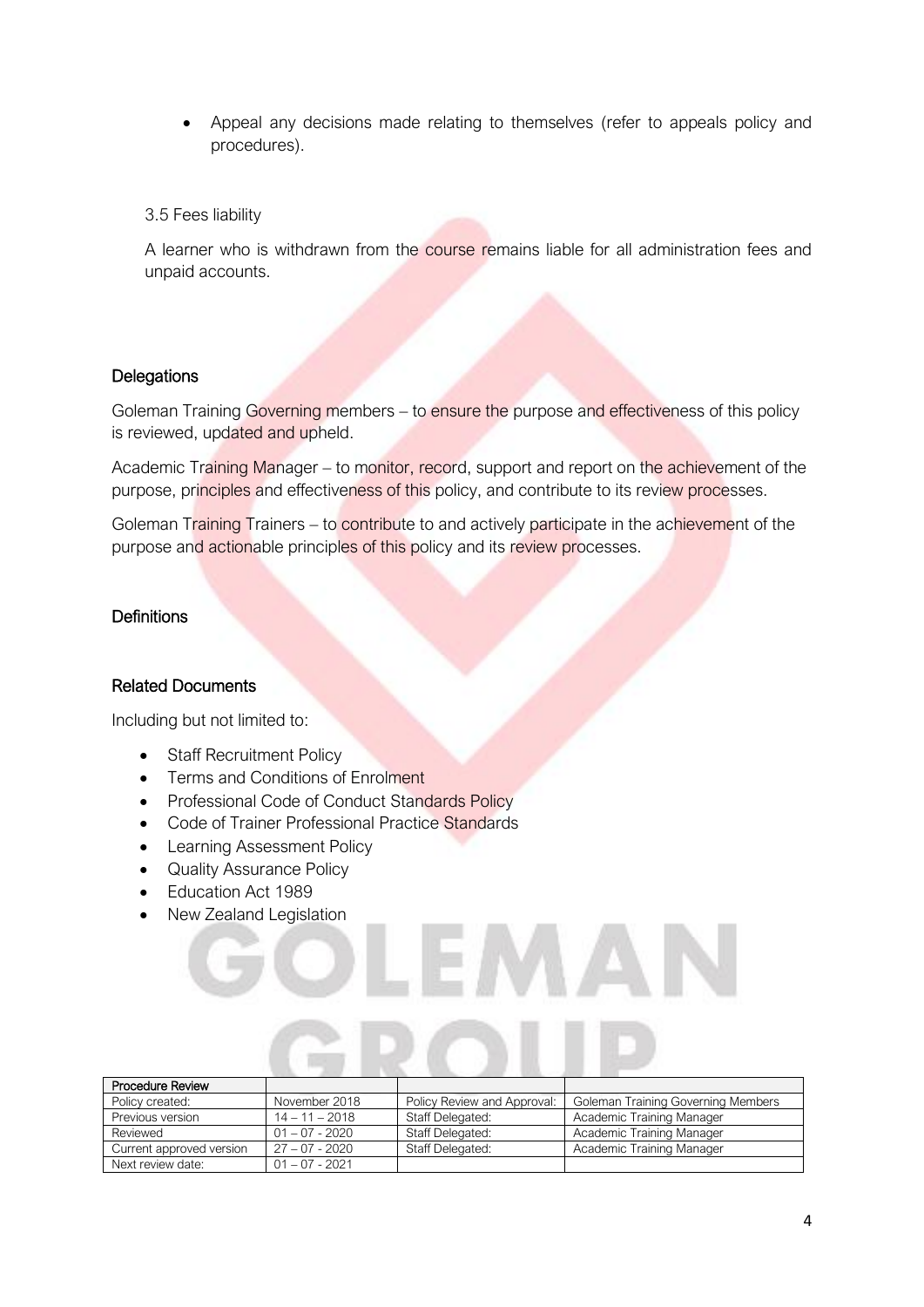- Appeal any decisions made relating to themselves (refer to appeals policy and procedures).

3.5 Fees liability

A learner who is withdrawn from the course remains liable for all administration fees and unpaid accounts.

## Delegations

Goleman Training Governing members – to ensure the purpose and effectiveness of this policy is reviewed, updated and upheld.

Academic Training Manager – to monitor, record, support and report on the achievement of the purpose, principles and effectiveness of this policy, and contribute to its review processes.

Goleman Training Trainers – to contribute to and actively participate in the achievement of the purpose and actionable principles of this policy and its review processes.

## Definitions

## Related Documents

Including but not limited to:

- Staff Recruitment Policy
- Terms and Conditions of Enrolment
- Professional Code of Conduct Standards Policy
- Code of Trainer Professional Practice Standards
- Learning Assessment Policy
- Quality Assurance Policy
- Education Act 1989
- New Zealand Legislation

| Procedure Review | | | |
|---|---|---|---|
| Policy created: | November 2018 | Policy Review and Approval: | Goleman Training Governing Members |
| Previous version | 14 – 11 – 2018 | Staff Delegated: | Academic Training Manager |
| Reviewed | 01 – 07 - 2020 | Staff Delegated: | Academic Training Manager |
| Current approved version | 27 – 07 - 2020 | Staff Delegated: | Academic Training Manager |
| Next review date: | 01 – 07 - 2021 | | |